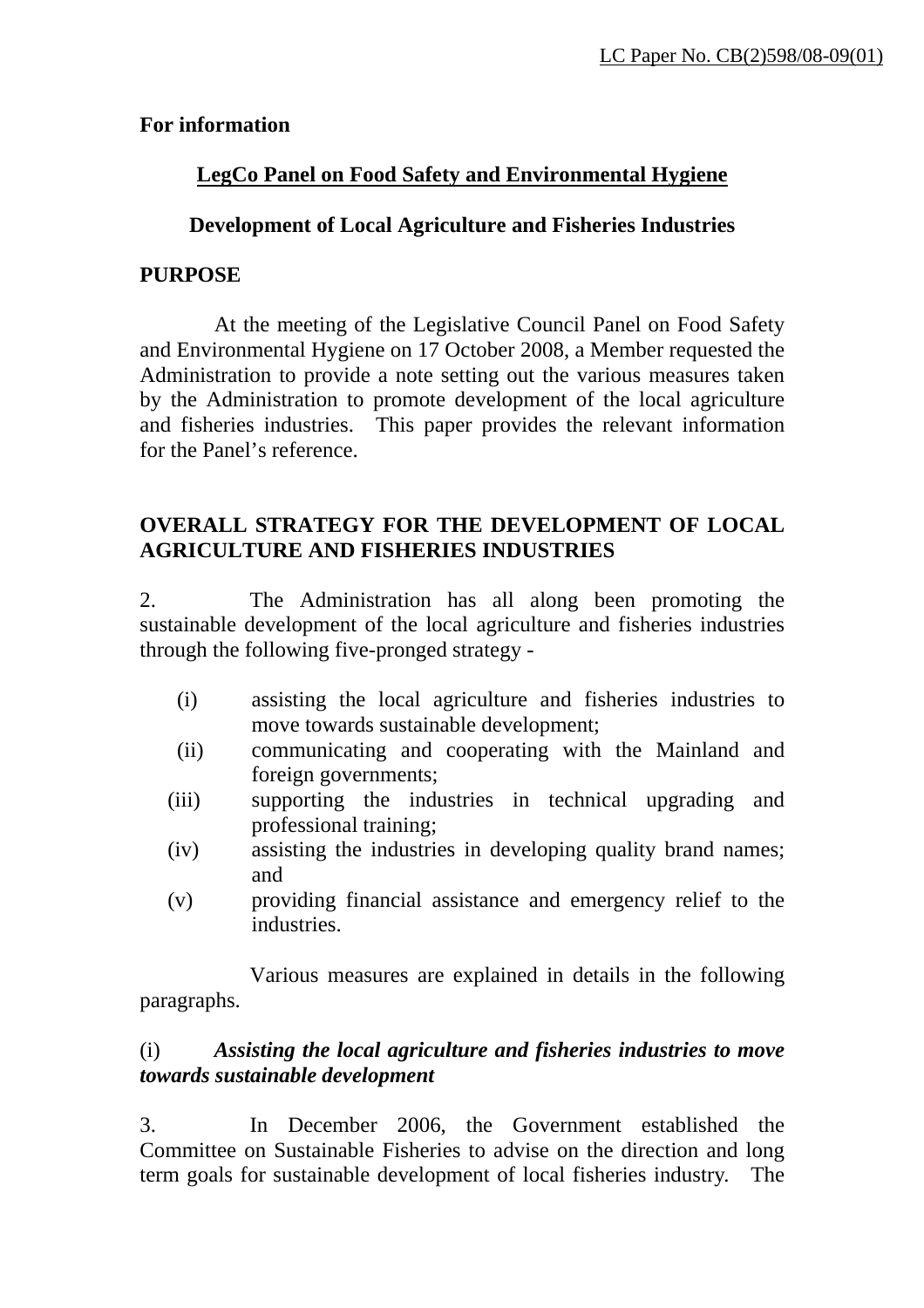LC Paper No. CB(2)598/08-09(01)

**For information**

**LegCo Panel on Food Safety and Environmental Hygiene**

**Development of Local Agriculture and Fisheries Industries**

**PURPOSE**

At the meeting of the Legislative Council Panel on Food Safety and Environmental Hygiene on 17 October 2008, a Member requested the Administration to provide a note setting out the various measures taken by the Administration to promote development of the local agriculture and fisheries industries. This paper provides the relevant information for the Panel's reference.

**OVERALL STRATEGY FOR THE DEVELOPMENT OF LOCAL AGRICULTURE AND FISHERIES INDUSTRIES**

2. The Administration has all along been promoting the sustainable development of the local agriculture and fisheries industries through the following five-pronged strategy -

(i) assisting the local agriculture and fisheries industries to move towards sustainable development;
(ii) communicating and cooperating with the Mainland and foreign governments;
(iii) supporting the industries in technical upgrading and professional training;
(iv) assisting the industries in developing quality brand names; and
(v) providing financial assistance and emergency relief to the industries.

Various measures are explained in details in the following paragraphs.

(i) ***Assisting the local agriculture and fisheries industries to move towards sustainable development***

3. In December 2006, the Government established the Committee on Sustainable Fisheries to advise on the direction and long term goals for sustainable development of local fisheries industry. The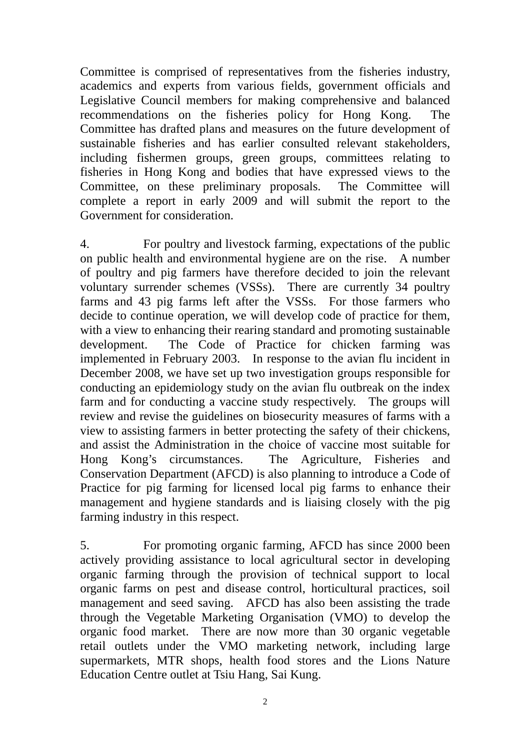Committee is comprised of representatives from the fisheries industry, academics and experts from various fields, government officials and Legislative Council members for making comprehensive and balanced recommendations on the fisheries policy for Hong Kong. The Committee has drafted plans and measures on the future development of sustainable fisheries and has earlier consulted relevant stakeholders, including fishermen groups, green groups, committees relating to fisheries in Hong Kong and bodies that have expressed views to the Committee, on these preliminary proposals. The Committee will complete a report in early 2009 and will submit the report to the Government for consideration.

4. For poultry and livestock farming, expectations of the public on public health and environmental hygiene are on the rise. A number of poultry and pig farmers have therefore decided to join the relevant voluntary surrender schemes (VSSs). There are currently 34 poultry farms and 43 pig farms left after the VSSs. For those farmers who decide to continue operation, we will develop code of practice for them, with a view to enhancing their rearing standard and promoting sustainable development. The Code of Practice for chicken farming was implemented in February 2003. In response to the avian flu incident in December 2008, we have set up two investigation groups responsible for conducting an epidemiology study on the avian flu outbreak on the index farm and for conducting a vaccine study respectively. The groups will review and revise the guidelines on biosecurity measures of farms with a view to assisting farmers in better protecting the safety of their chickens, and assist the Administration in the choice of vaccine most suitable for Hong Kong's circumstances. The Agriculture, Fisheries and Conservation Department (AFCD) is also planning to introduce a Code of Practice for pig farming for licensed local pig farms to enhance their management and hygiene standards and is liaising closely with the pig farming industry in this respect.

5. For promoting organic farming, AFCD has since 2000 been actively providing assistance to local agricultural sector in developing organic farming through the provision of technical support to local organic farms on pest and disease control, horticultural practices, soil management and seed saving. AFCD has also been assisting the trade through the Vegetable Marketing Organisation (VMO) to develop the organic food market. There are now more than 30 organic vegetable retail outlets under the VMO marketing network, including large supermarkets, MTR shops, health food stores and the Lions Nature Education Centre outlet at Tsiu Hang, Sai Kung.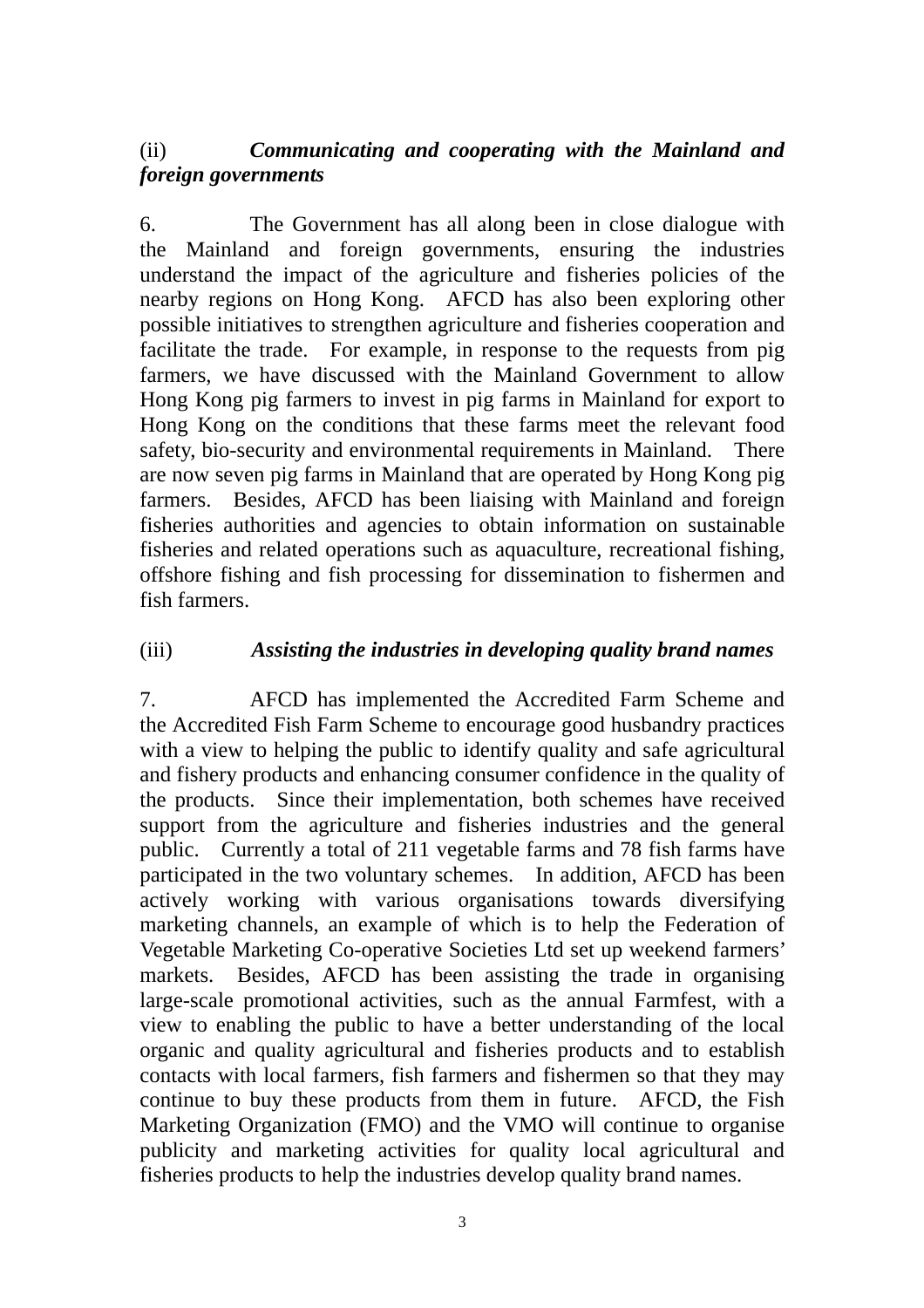(ii) ***Communicating and cooperating with the Mainland and foreign governments***

6. The Government has all along been in close dialogue with the Mainland and foreign governments, ensuring the industries understand the impact of the agriculture and fisheries policies of the nearby regions on Hong Kong. AFCD has also been exploring other possible initiatives to strengthen agriculture and fisheries cooperation and facilitate the trade. For example, in response to the requests from pig farmers, we have discussed with the Mainland Government to allow Hong Kong pig farmers to invest in pig farms in Mainland for export to Hong Kong on the conditions that these farms meet the relevant food safety, bio-security and environmental requirements in Mainland. There are now seven pig farms in Mainland that are operated by Hong Kong pig farmers. Besides, AFCD has been liaising with Mainland and foreign fisheries authorities and agencies to obtain information on sustainable fisheries and related operations such as aquaculture, recreational fishing, offshore fishing and fish processing for dissemination to fishermen and fish farmers.

(iii) ***Assisting the industries in developing quality brand names***

7. AFCD has implemented the Accredited Farm Scheme and the Accredited Fish Farm Scheme to encourage good husbandry practices with a view to helping the public to identify quality and safe agricultural and fishery products and enhancing consumer confidence in the quality of the products. Since their implementation, both schemes have received support from the agriculture and fisheries industries and the general public. Currently a total of 211 vegetable farms and 78 fish farms have participated in the two voluntary schemes. In addition, AFCD has been actively working with various organisations towards diversifying marketing channels, an example of which is to help the Federation of Vegetable Marketing Co-operative Societies Ltd set up weekend farmers' markets. Besides, AFCD has been assisting the trade in organising large-scale promotional activities, such as the annual Farmfest, with a view to enabling the public to have a better understanding of the local organic and quality agricultural and fisheries products and to establish contacts with local farmers, fish farmers and fishermen so that they may continue to buy these products from them in future. AFCD, the Fish Marketing Organization (FMO) and the VMO will continue to organise publicity and marketing activities for quality local agricultural and fisheries products to help the industries develop quality brand names.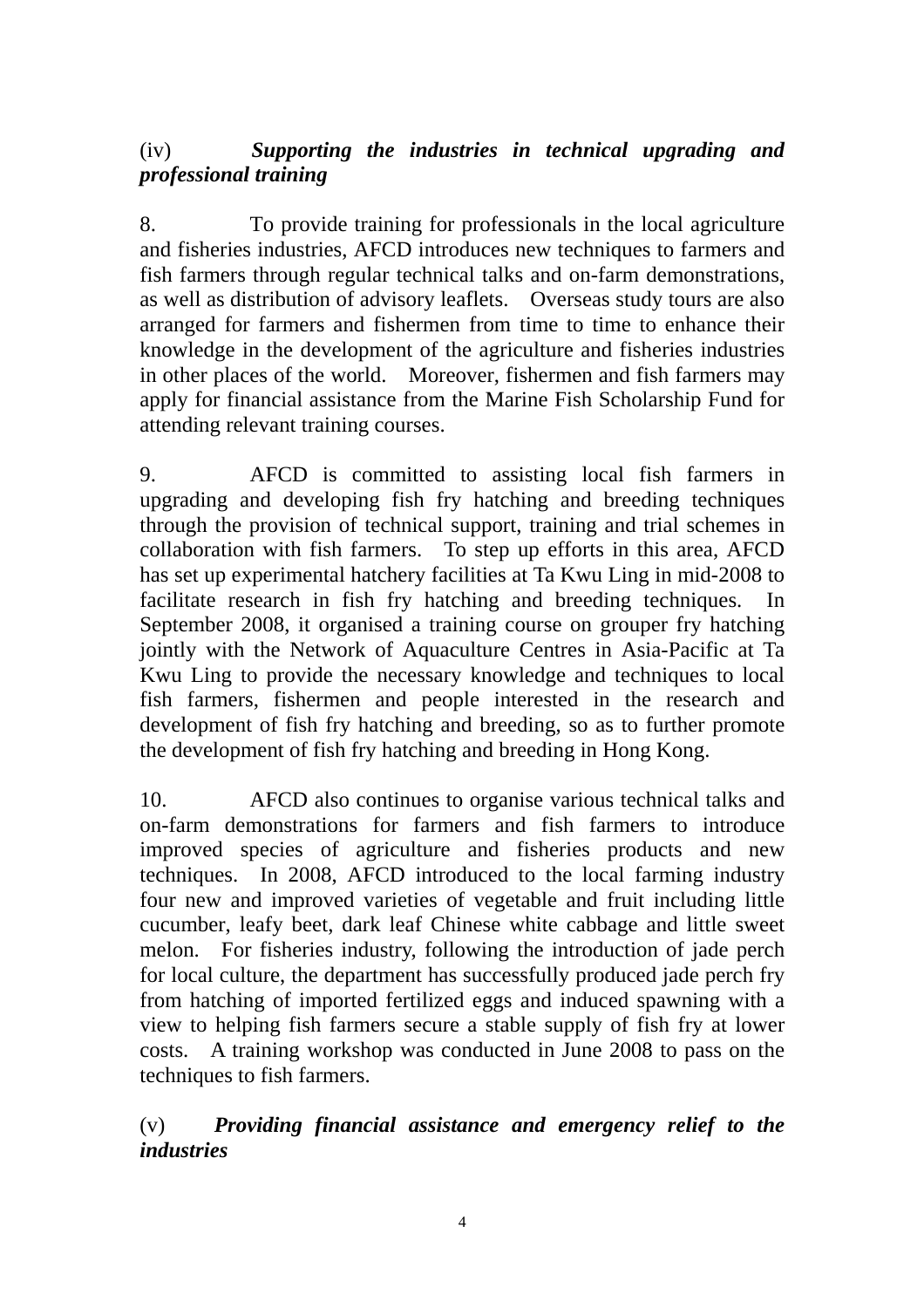(iv) ***Supporting the industries in technical upgrading and professional training***

8. To provide training for professionals in the local agriculture and fisheries industries, AFCD introduces new techniques to farmers and fish farmers through regular technical talks and on-farm demonstrations, as well as distribution of advisory leaflets. Overseas study tours are also arranged for farmers and fishermen from time to time to enhance their knowledge in the development of the agriculture and fisheries industries in other places of the world. Moreover, fishermen and fish farmers may apply for financial assistance from the Marine Fish Scholarship Fund for attending relevant training courses.

9. AFCD is committed to assisting local fish farmers in upgrading and developing fish fry hatching and breeding techniques through the provision of technical support, training and trial schemes in collaboration with fish farmers. To step up efforts in this area, AFCD has set up experimental hatchery facilities at Ta Kwu Ling in mid-2008 to facilitate research in fish fry hatching and breeding techniques. In September 2008, it organised a training course on grouper fry hatching jointly with the Network of Aquaculture Centres in Asia-Pacific at Ta Kwu Ling to provide the necessary knowledge and techniques to local fish farmers, fishermen and people interested in the research and development of fish fry hatching and breeding, so as to further promote the development of fish fry hatching and breeding in Hong Kong.

10. AFCD also continues to organise various technical talks and on-farm demonstrations for farmers and fish farmers to introduce improved species of agriculture and fisheries products and new techniques. In 2008, AFCD introduced to the local farming industry four new and improved varieties of vegetable and fruit including little cucumber, leafy beet, dark leaf Chinese white cabbage and little sweet melon. For fisheries industry, following the introduction of jade perch for local culture, the department has successfully produced jade perch fry from hatching of imported fertilized eggs and induced spawning with a view to helping fish farmers secure a stable supply of fish fry at lower costs. A training workshop was conducted in June 2008 to pass on the techniques to fish farmers.

(v) ***Providing financial assistance and emergency relief to the industries***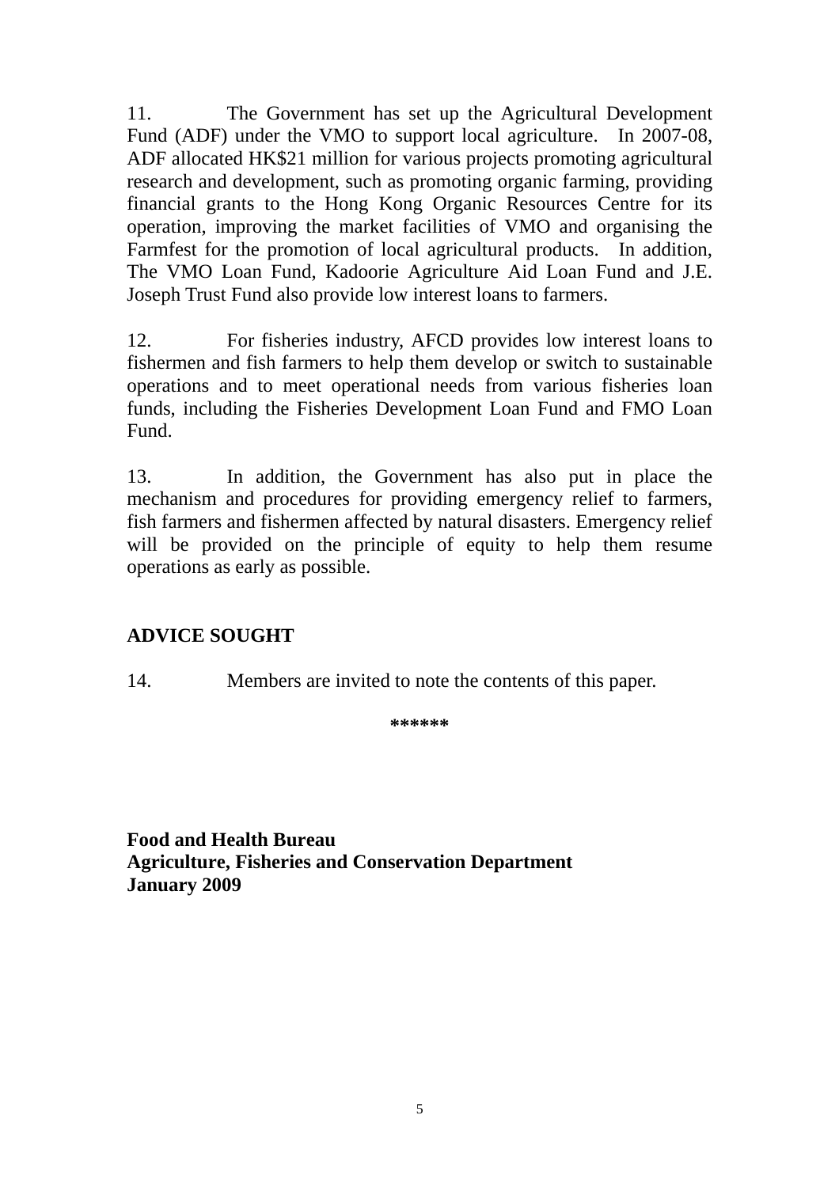11. The Government has set up the Agricultural Development Fund (ADF) under the VMO to support local agriculture. In 2007-08, ADF allocated HK$21 million for various projects promoting agricultural research and development, such as promoting organic farming, providing financial grants to the Hong Kong Organic Resources Centre for its operation, improving the market facilities of VMO and organising the Farmfest for the promotion of local agricultural products. In addition, The VMO Loan Fund, Kadoorie Agriculture Aid Loan Fund and J.E. Joseph Trust Fund also provide low interest loans to farmers.

12. For fisheries industry, AFCD provides low interest loans to fishermen and fish farmers to help them develop or switch to sustainable operations and to meet operational needs from various fisheries loan funds, including the Fisheries Development Loan Fund and FMO Loan Fund.

13. In addition, the Government has also put in place the mechanism and procedures for providing emergency relief to farmers, fish farmers and fishermen affected by natural disasters. Emergency relief will be provided on the principle of equity to help them resume operations as early as possible.

## ADVICE SOUGHT

14. Members are invited to note the contents of this paper.

******

**Food and Health Bureau**
**Agriculture, Fisheries and Conservation Department**
**January 2009**